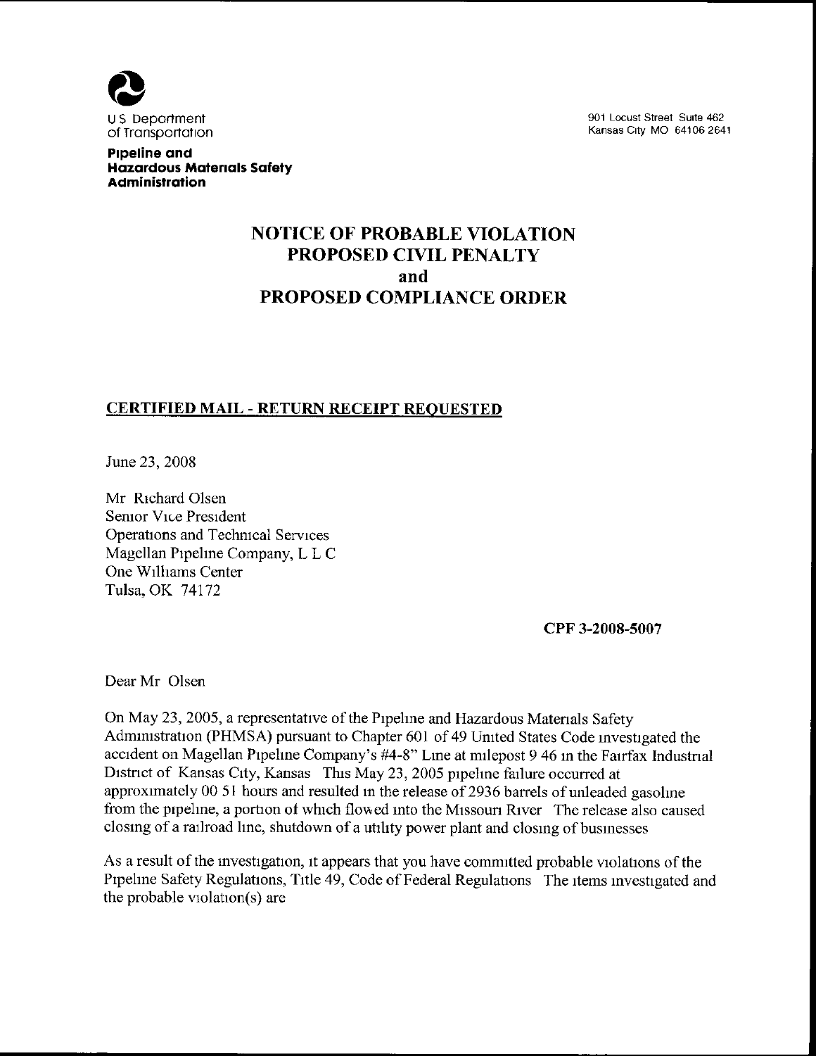U S Department of Transportation

**Pipeline and Hazardous Materials Safety Administration**

901 Locust Street Suite 462
Kansas City MO 64106 2641

# NOTICE OF PROBABLE VIOLATION
# PROPOSED CIVIL PENALTY
# and
# PROPOSED COMPLIANCE ORDER

**CERTIFIED MAIL - RETURN RECEIPT REQUESTED**

June 23, 2008

Mr Richard Olsen
Senior Vice President
Operations and Technical Services
Magellan Pipeline Company, L L C
One Williams Center
Tulsa, OK 74172

**CPF 3-2008-5007**

Dear Mr Olsen

On May 23, 2005, a representative of the Pipeline and Hazardous Materials Safety Administration (PHMSA) pursuant to Chapter 601 of 49 United States Code investigated the accident on Magellan Pipeline Company's #4-8" Line at milepost 9 46 in the Fairfax Industrial District of Kansas City, Kansas This May 23, 2005 pipeline failure occurred at approximately 00 51 hours and resulted in the release of 2936 barrels of unleaded gasoline from the pipeline, a portion of which flowed into the Missouri River The release also caused closing of a railroad line, shutdown of a utility power plant and closing of businesses

As a result of the investigation, it appears that you have committed probable violations of the Pipeline Safety Regulations, Title 49, Code of Federal Regulations The items investigated and the probable violation(s) are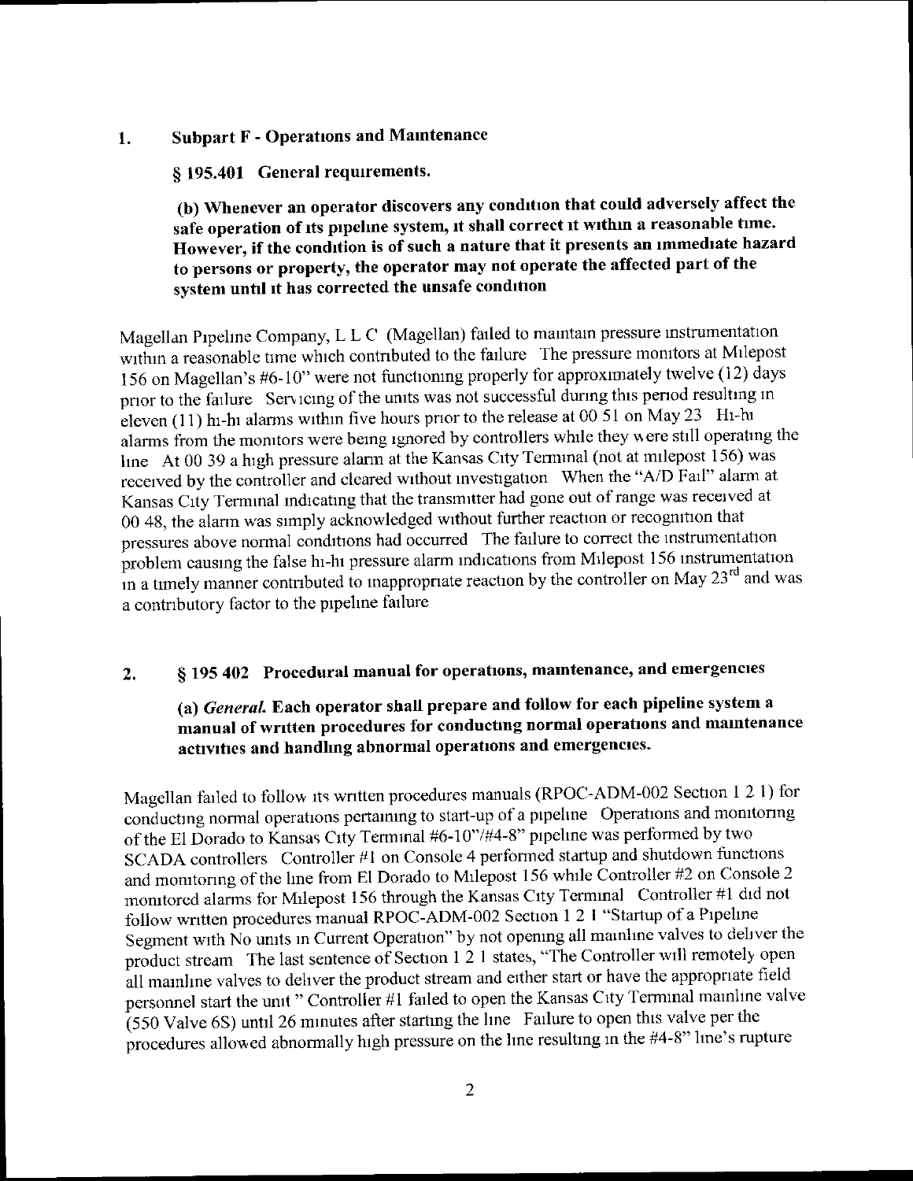## 1. Subpart F - Operations and Maintenance

### § 195.401 General requirements.

**(b) Whenever an operator discovers any condition that could adversely affect the safe operation of its pipeline system, it shall correct it within a reasonable time. However, if the condition is of such a nature that it presents an immediate hazard to persons or property, the operator may not operate the affected part of the system until it has corrected the unsafe condition**

Magellan Pipeline Company, L L C (Magellan) failed to maintain pressure instrumentation within a reasonable time which contributed to the failure The pressure monitors at Milepost 156 on Magellan's #6-10" were not functioning properly for approximately twelve (12) days prior to the failure Servicing of the units was not successful during this period resulting in eleven (11) hi-hi alarms within five hours prior to the release at 00 51 on May 23 Hi-hi alarms from the monitors were being ignored by controllers while they were still operating the line At 00 39 a high pressure alarm at the Kansas City Terminal (not at milepost 156) was received by the controller and cleared without investigation When the "A/D Fail" alarm at Kansas City Terminal indicating that the transmitter had gone out of range was received at 00 48, the alarm was simply acknowledged without further reaction or recognition that pressures above normal conditions had occurred The failure to correct the instrumentation problem causing the false hi-hi pressure alarm indications from Milepost 156 instrumentation in a timely manner contributed to inappropriate reaction by the controller on May 23rd and was a contributory factor to the pipeline failure

## 2. § 195 402 Procedural manual for operations, maintenance, and emergencies

**(a) *General.* Each operator shall prepare and follow for each pipeline system a manual of written procedures for conducting normal operations and maintenance activities and handling abnormal operations and emergencies.**

Magellan failed to follow its written procedures manuals (RPOC-ADM-002 Section 1 2 1) for conducting normal operations pertaining to start-up of a pipeline Operations and monitoring of the El Dorado to Kansas City Terminal #6-10"/#4-8" pipeline was performed by two SCADA controllers Controller #1 on Console 4 performed startup and shutdown functions and monitoring of the line from El Dorado to Milepost 156 while Controller #2 on Console 2 monitored alarms for Milepost 156 through the Kansas City Terminal Controller #1 did not follow written procedures manual RPOC-ADM-002 Section 1 2 1 "Startup of a Pipeline Segment with No units in Current Operation" by not opening all mainline valves to deliver the product stream The last sentence of Section 1 2 1 states, "The Controller will remotely open all mainline valves to deliver the product stream and either start or have the appropriate field personnel start the unit " Controller #1 failed to open the Kansas City Terminal mainline valve (550 Valve 6S) until 26 minutes after starting the line Failure to open this valve per the procedures allowed abnormally high pressure on the line resulting in the #4-8" line's rupture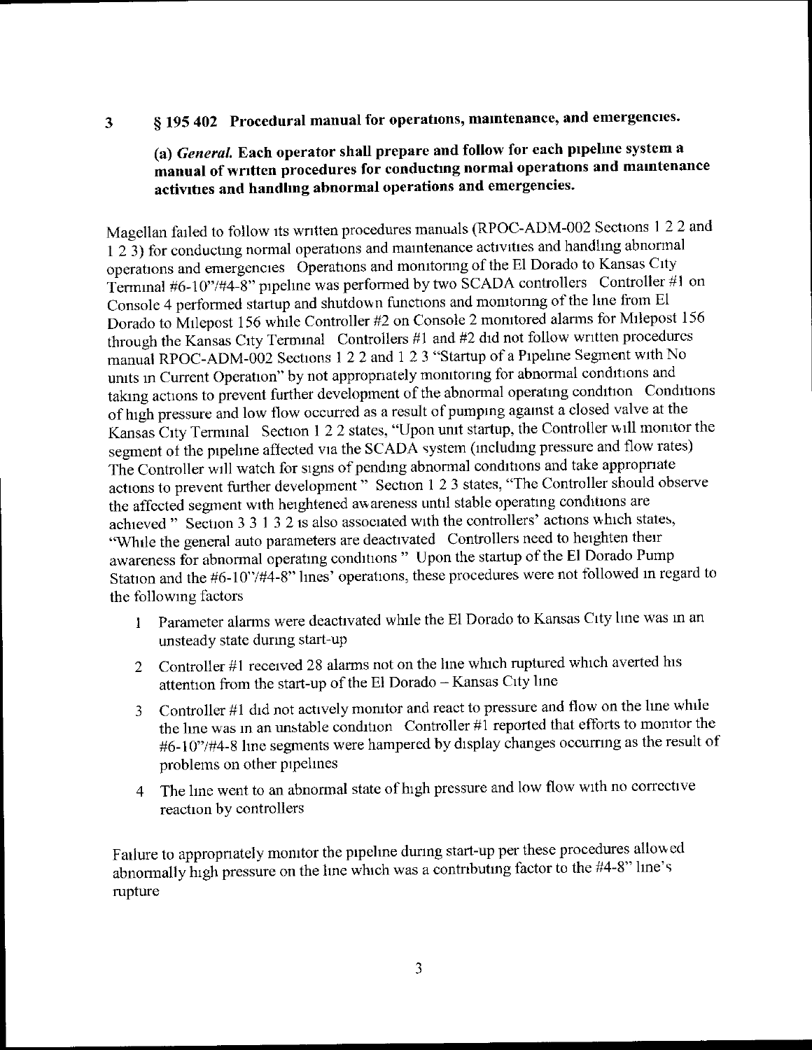## 3 § 195 402 Procedural manual for operations, maintenance, and emergencies.

**(a) *General.* Each operator shall prepare and follow for each pipeline system a manual of written procedures for conducting normal operations and maintenance activities and handling abnormal operations and emergencies.**

Magellan failed to follow its written procedures manuals (RPOC-ADM-002 Sections 1 2 2 and 1 2 3) for conducting normal operations and maintenance activities and handling abnormal operations and emergencies Operations and monitoring of the El Dorado to Kansas City Terminal #6-10"/#4-8" pipeline was performed by two SCADA controllers Controller #1 on Console 4 performed startup and shutdown functions and monitoring of the line from El Dorado to Milepost 156 while Controller #2 on Console 2 monitored alarms for Milepost 156 through the Kansas City Terminal Controllers #1 and #2 did not follow written procedures manual RPOC-ADM-002 Sections 1 2 2 and 1 2 3 "Startup of a Pipeline Segment with No units in Current Operation" by not appropriately monitoring for abnormal conditions and taking actions to prevent further development of the abnormal operating condition Conditions of high pressure and low flow occurred as a result of pumping against a closed valve at the Kansas City Terminal Section 1 2 2 states, "Upon unit startup, the Controller will monitor the segment of the pipeline affected via the SCADA system (including pressure and flow rates) The Controller will watch for signs of pending abnormal conditions and take appropriate actions to prevent further development " Section 1 2 3 states, "The Controller should observe the affected segment with heightened awareness until stable operating conditions are achieved " Section 3 3 1 3 2 is also associated with the controllers' actions which states, "While the general auto parameters are deactivated Controllers need to heighten their awareness for abnormal operating conditions " Upon the startup of the El Dorado Pump Station and the #6-10"/#4-8" lines' operations, these procedures were not followed in regard to the following factors

1. Parameter alarms were deactivated while the El Dorado to Kansas City line was in an unsteady state during start-up
2. Controller #1 received 28 alarms not on the line which ruptured which averted his attention from the start-up of the El Dorado – Kansas City line
3. Controller #1 did not actively monitor and react to pressure and flow on the line while the line was in an unstable condition Controller #1 reported that efforts to monitor the #6-10"/#4-8 line segments were hampered by display changes occurring as the result of problems on other pipelines
4. The line went to an abnormal state of high pressure and low flow with no corrective reaction by controllers

Failure to appropriately monitor the pipeline during start-up per these procedures allowed abnormally high pressure on the line which was a contributing factor to the #4-8" line's rupture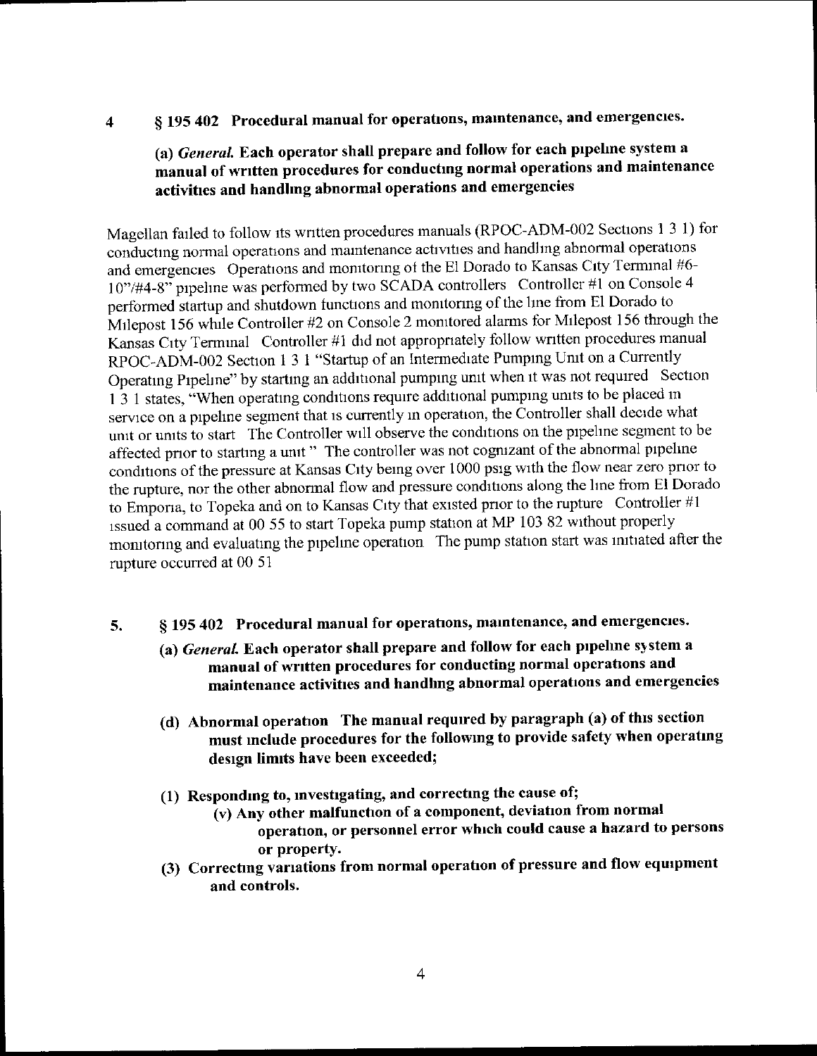4 **§ 195 402 Procedural manual for operations, maintenance, and emergencies.**

**(a) *General.* Each operator shall prepare and follow for each pipeline system a manual of written procedures for conducting normal operations and maintenance activities and handling abnormal operations and emergencies**

Magellan failed to follow its written procedures manuals (RPOC-ADM-002 Sections 1 3 1) for conducting normal operations and maintenance activities and handling abnormal operations and emergencies Operations and monitoring of the El Dorado to Kansas City Terminal #6-10"/#4-8" pipeline was performed by two SCADA controllers Controller #1 on Console 4 performed startup and shutdown functions and monitoring of the line from El Dorado to Milepost 156 while Controller #2 on Console 2 monitored alarms for Milepost 156 through the Kansas City Terminal Controller #1 did not appropriately follow written procedures manual RPOC-ADM-002 Section 1 3 1 "Startup of an Intermediate Pumping Unit on a Currently Operating Pipeline" by starting an additional pumping unit when it was not required Section 1 3 1 states, "When operating conditions require additional pumping units to be placed in service on a pipeline segment that is currently in operation, the Controller shall decide what unit or units to start The Controller will observe the conditions on the pipeline segment to be affected prior to starting a unit " The controller was not cognizant of the abnormal pipeline conditions of the pressure at Kansas City being over 1000 psig with the flow near zero prior to the rupture, nor the other abnormal flow and pressure conditions along the line from El Dorado to Emporia, to Topeka and on to Kansas City that existed prior to the rupture Controller #1 issued a command at 00 55 to start Topeka pump station at MP 103 82 without properly monitoring and evaluating the pipeline operation The pump station start was initiated after the rupture occurred at 00 51

5. **§ 195 402 Procedural manual for operations, maintenance, and emergencies.**

   **(a) *General.* Each operator shall prepare and follow for each pipeline system a manual of written procedures for conducting normal operations and maintenance activities and handling abnormal operations and emergencies**

   **(d) Abnormal operation The manual required by paragraph (a) of this section must include procedures for the following to provide safety when operating design limits have been exceeded;**

   **(1) Responding to, investigating, and correcting the cause of;**

   **(v) Any other malfunction of a component, deviation from normal operation, or personnel error which could cause a hazard to persons or property.**

   **(3) Correcting variations from normal operation of pressure and flow equipment and controls.**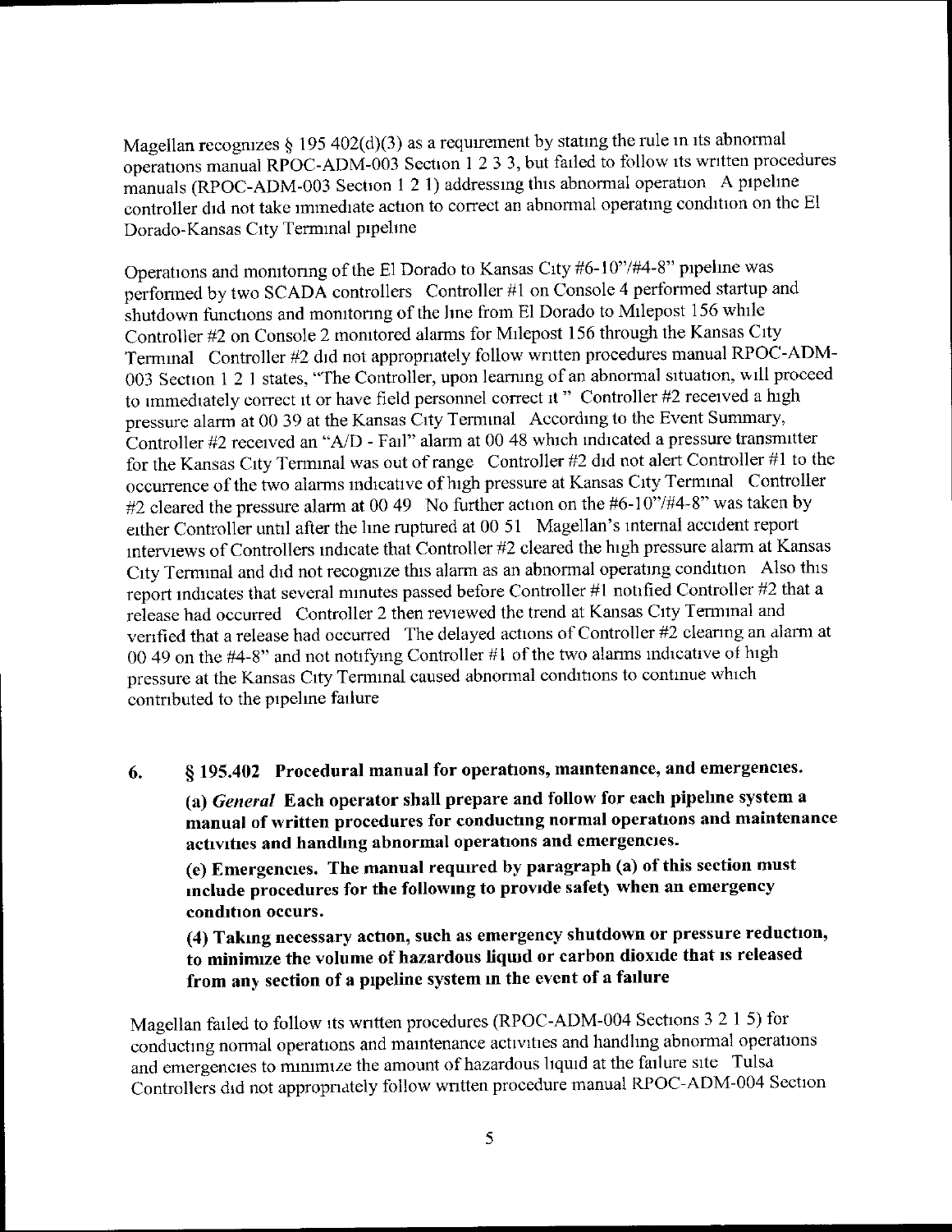Magellan recognizes § 195 402(d)(3) as a requirement by stating the rule in its abnormal operations manual RPOC-ADM-003 Section 1 2 3 3, but failed to follow its written procedures manuals (RPOC-ADM-003 Section 1 2 1) addressing this abnormal operation A pipeline controller did not take immediate action to correct an abnormal operating condition on the El Dorado-Kansas City Terminal pipeline

Operations and monitoring of the El Dorado to Kansas City #6-10"/#4-8" pipeline was performed by two SCADA controllers Controller #1 on Console 4 performed startup and shutdown functions and monitoring of the line from El Dorado to Milepost 156 while Controller #2 on Console 2 monitored alarms for Milepost 156 through the Kansas City Terminal Controller #2 did not appropriately follow written procedures manual RPOC-ADM-003 Section 1 2 1 states, "The Controller, upon learning of an abnormal situation, will proceed to immediately correct it or have field personnel correct it " Controller #2 received a high pressure alarm at 00 39 at the Kansas City Terminal According to the Event Summary, Controller #2 received an "A/D - Fail" alarm at 00 48 which indicated a pressure transmitter for the Kansas City Terminal was out of range Controller #2 did not alert Controller #1 to the occurrence of the two alarms indicative of high pressure at Kansas City Terminal Controller #2 cleared the pressure alarm at 00 49 No further action on the #6-10"/#4-8" was taken by either Controller until after the line ruptured at 00 51 Magellan's internal accident report interviews of Controllers indicate that Controller #2 cleared the high pressure alarm at Kansas City Terminal and did not recognize this alarm as an abnormal operating condition Also this report indicates that several minutes passed before Controller #1 notified Controller #2 that a release had occurred Controller 2 then reviewed the trend at Kansas City Terminal and verified that a release had occurred The delayed actions of Controller #2 clearing an alarm at 00 49 on the #4-8" and not notifying Controller #1 of the two alarms indicative of high pressure at the Kansas City Terminal caused abnormal conditions to continue which contributed to the pipeline failure

6. **§ 195.402 Procedural manual for operations, maintenance, and emergencies.**

**(a) *General* Each operator shall prepare and follow for each pipeline system a manual of written procedures for conducting normal operations and maintenance activities and handling abnormal operations and emergencies.**

**(e) Emergencies. The manual required by paragraph (a) of this section must include procedures for the following to provide safety when an emergency condition occurs.**

**(4) Taking necessary action, such as emergency shutdown or pressure reduction, to minimize the volume of hazardous liquid or carbon dioxide that is released from any section of a pipeline system in the event of a failure**

Magellan failed to follow its written procedures (RPOC-ADM-004 Sections 3 2 1 5) for conducting normal operations and maintenance activities and handling abnormal operations and emergencies to minimize the amount of hazardous liquid at the failure site Tulsa Controllers did not appropriately follow written procedure manual RPOC-ADM-004 Section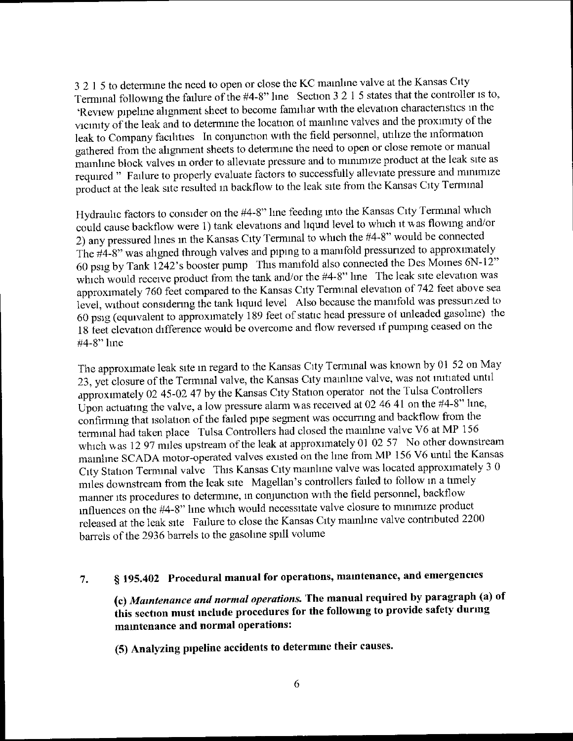3 2 1 5 to determine the need to open or close the KC mainline valve at the Kansas City Terminal following the failure of the #4-8" line Section 3 2 1 5 states that the controller is to, 'Review pipeline alignment sheet to become familiar with the elevation characteristics in the vicinity of the leak and to determine the location of mainline valves and the proximity of the leak to Company facilities In conjunction with the field personnel, utilize the information gathered from the alignment sheets to determine the need to open or close remote or manual mainline block valves in order to alleviate pressure and to minimize product at the leak site as required " Failure to properly evaluate factors to successfully alleviate pressure and minimize product at the leak site resulted in backflow to the leak site from the Kansas City Terminal

Hydraulic factors to consider on the #4-8" line feeding into the Kansas City Terminal which could cause backflow were 1) tank elevations and liquid level to which it was flowing and/or 2) any pressured lines in the Kansas City Terminal to which the #4-8" would be connected The #4-8" was aligned through valves and piping to a manifold pressurized to approximately 60 psig by Tank 1242's booster pump This manifold also connected the Des Moines 6N-12" which would receive product from the tank and/or the #4-8" line The leak site elevation was approximately 760 feet compared to the Kansas City Terminal elevation of 742 feet above sea level, without considering the tank liquid level Also because the manifold was pressurized to 60 psig (equivalent to approximately 189 feet of static head pressure of unleaded gasoline) the 18 feet elevation difference would be overcome and flow reversed if pumping ceased on the #4-8" line

The approximate leak site in regard to the Kansas City Terminal was known by 01 52 on May 23, yet closure of the Terminal valve, the Kansas City mainline valve, was not initiated until approximately 02 45-02 47 by the Kansas City Station operator not the Tulsa Controllers Upon actuating the valve, a low pressure alarm was received at 02 46 41 on the #4-8" line, confirming that isolation of the failed pipe segment was occurring and backflow from the terminal had taken place Tulsa Controllers had closed the mainline valve V6 at MP 156 which was 12 97 miles upstream of the leak at approximately 01 02 57 No other downstream mainline SCADA motor-operated valves existed on the line from MP 156 V6 until the Kansas City Station Terminal valve This Kansas City mainline valve was located approximately 3 0 miles downstream from the leak site Magellan's controllers failed to follow in a timely manner its procedures to determine, in conjunction with the field personnel, backflow influences on the #4-8" line which would necessitate valve closure to minimize product released at the leak site Failure to close the Kansas City mainline valve contributed 2200 barrels of the 2936 barrels to the gasoline spill volume

7. **§ 195.402 Procedural manual for operations, maintenance, and emergencies**

**(c) *Maintenance and normal operations.* The manual required by paragraph (a) of this section must include procedures for the following to provide safety during maintenance and normal operations:**

**(5) Analyzing pipeline accidents to determine their causes.**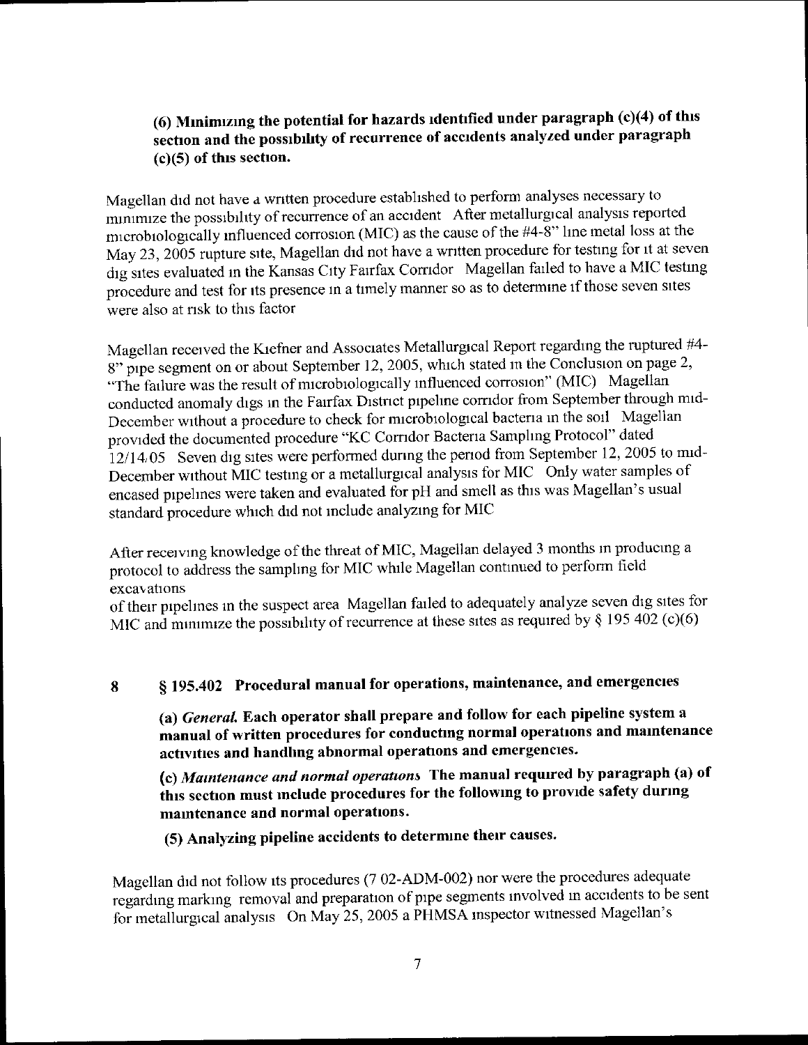**(6) Minimizing the potential for hazards identified under paragraph (c)(4) of this section and the possibility of recurrence of accidents analyzed under paragraph (c)(5) of this section.**

Magellan did not have a written procedure established to perform analyses necessary to minimize the possibility of recurrence of an accident After metallurgical analysis reported microbiologically influenced corrosion (MIC) as the cause of the #4-8" line metal loss at the May 23, 2005 rupture site, Magellan did not have a written procedure for testing for it at seven dig sites evaluated in the Kansas City Fairfax Corridor Magellan failed to have a MIC testing procedure and test for its presence in a timely manner so as to determine if those seven sites were also at risk to this factor

Magellan received the Kiefner and Associates Metallurgical Report regarding the ruptured #4-8" pipe segment on or about September 12, 2005, which stated in the Conclusion on page 2, "The failure was the result of microbiologically influenced corrosion" (MIC) Magellan conducted anomaly digs in the Fairfax District pipeline corridor from September through mid-December without a procedure to check for microbiological bacteria in the soil Magellan provided the documented procedure "KC Corridor Bacteria Sampling Protocol" dated 12/14/05 Seven dig sites were performed during the period from September 12, 2005 to mid-December without MIC testing or a metallurgical analysis for MIC Only water samples of encased pipelines were taken and evaluated for pH and smell as this was Magellan's usual standard procedure which did not include analyzing for MIC

After receiving knowledge of the threat of MIC, Magellan delayed 3 months in producing a protocol to address the sampling for MIC while Magellan continued to perform field excavations
of their pipelines in the suspect area Magellan failed to adequately analyze seven dig sites for MIC and minimize the possibility of recurrence at these sites as required by § 195 402 (c)(6)

## 8 § 195.402 Procedural manual for operations, maintenance, and emergencies

**(a) *General.* Each operator shall prepare and follow for each pipeline system a manual of written procedures for conducting normal operations and maintenance activities and handling abnormal operations and emergencies.**

**(c) *Maintenance and normal operations* The manual required by paragraph (a) of this section must include procedures for the following to provide safety during maintenance and normal operations.**

**(5) Analyzing pipeline accidents to determine their causes.**

Magellan did not follow its procedures (7 02-ADM-002) nor were the procedures adequate regarding marking removal and preparation of pipe segments involved in accidents to be sent for metallurgical analysis On May 25, 2005 a PHMSA inspector witnessed Magellan's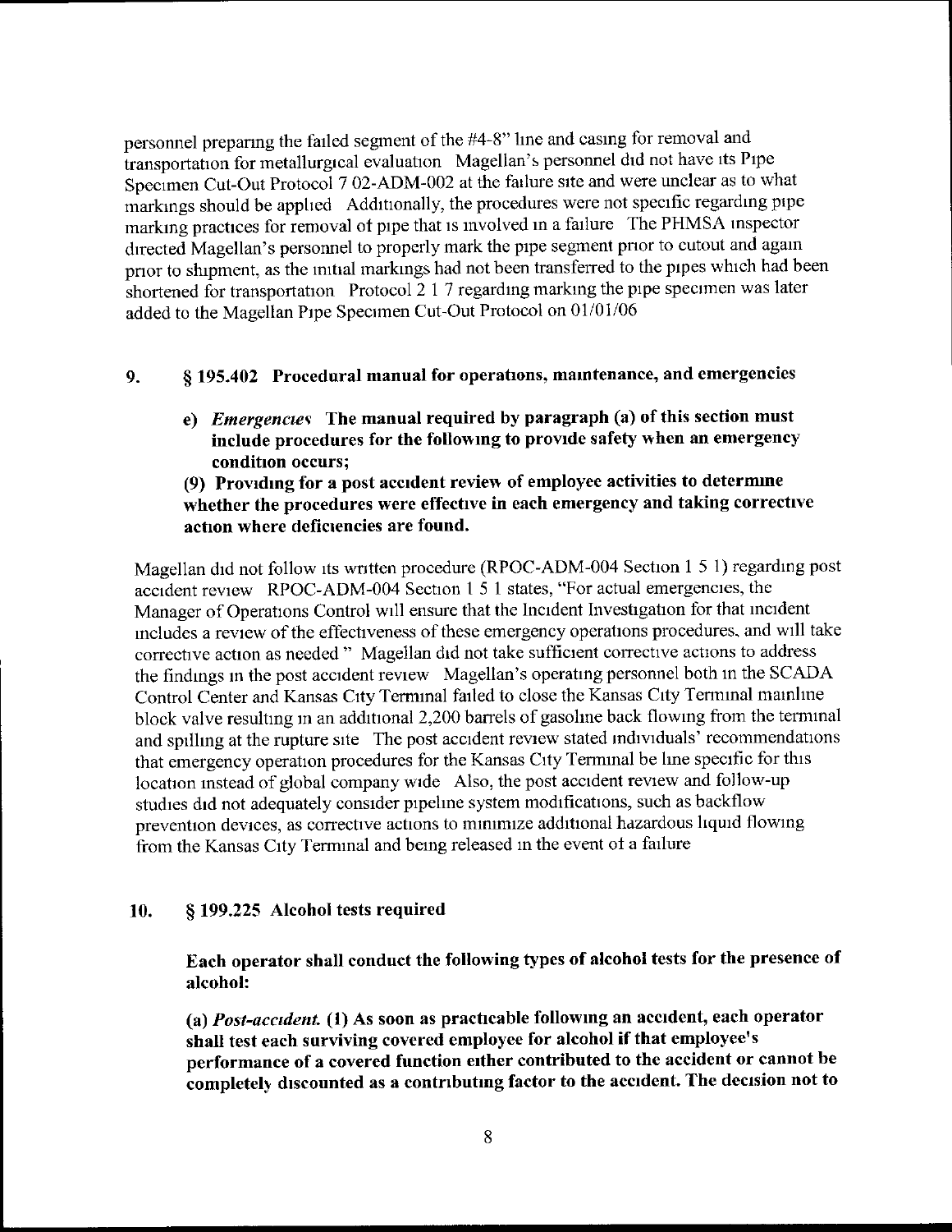personnel preparing the failed segment of the #4-8" line and casing for removal and transportation for metallurgical evaluation Magellan's personnel did not have its Pipe Specimen Cut-Out Protocol 7 02-ADM-002 at the failure site and were unclear as to what markings should be applied Additionally, the procedures were not specific regarding pipe marking practices for removal of pipe that is involved in a failure The PHMSA inspector directed Magellan's personnel to properly mark the pipe segment prior to cutout and again prior to shipment, as the initial markings had not been transferred to the pipes which had been shortened for transportation Protocol 2 1 7 regarding marking the pipe specimen was later added to the Magellan Pipe Specimen Cut-Out Protocol on 01/01/06

## 9. § 195.402 Procedural manual for operations, maintenance, and emergencies

**e) *Emergencies* The manual required by paragraph (a) of this section must include procedures for the following to provide safety when an emergency condition occurs;**

**(9) Providing for a post accident review of employee activities to determine whether the procedures were effective in each emergency and taking corrective action where deficiencies are found.**

Magellan did not follow its written procedure (RPOC-ADM-004 Section 1 5 1) regarding post accident review RPOC-ADM-004 Section 1 5 1 states, "For actual emergencies, the Manager of Operations Control will ensure that the Incident Investigation for that incident includes a review of the effectiveness of these emergency operations procedures, and will take corrective action as needed " Magellan did not take sufficient corrective actions to address the findings in the post accident review Magellan's operating personnel both in the SCADA Control Center and Kansas City Terminal failed to close the Kansas City Terminal mainline block valve resulting in an additional 2,200 barrels of gasoline back flowing from the terminal and spilling at the rupture site The post accident review stated individuals' recommendations that emergency operation procedures for the Kansas City Terminal be line specific for this location instead of global company wide Also, the post accident review and follow-up studies did not adequately consider pipeline system modifications, such as backflow prevention devices, as corrective actions to minimize additional hazardous liquid flowing from the Kansas City Terminal and being released in the event of a failure

## 10. § 199.225 Alcohol tests required

**Each operator shall conduct the following types of alcohol tests for the presence of alcohol:**

**(a) *Post-accident.* (1) As soon as practicable following an accident, each operator shall test each surviving covered employee for alcohol if that employee's performance of a covered function either contributed to the accident or cannot be completely discounted as a contributing factor to the accident. The decision not to**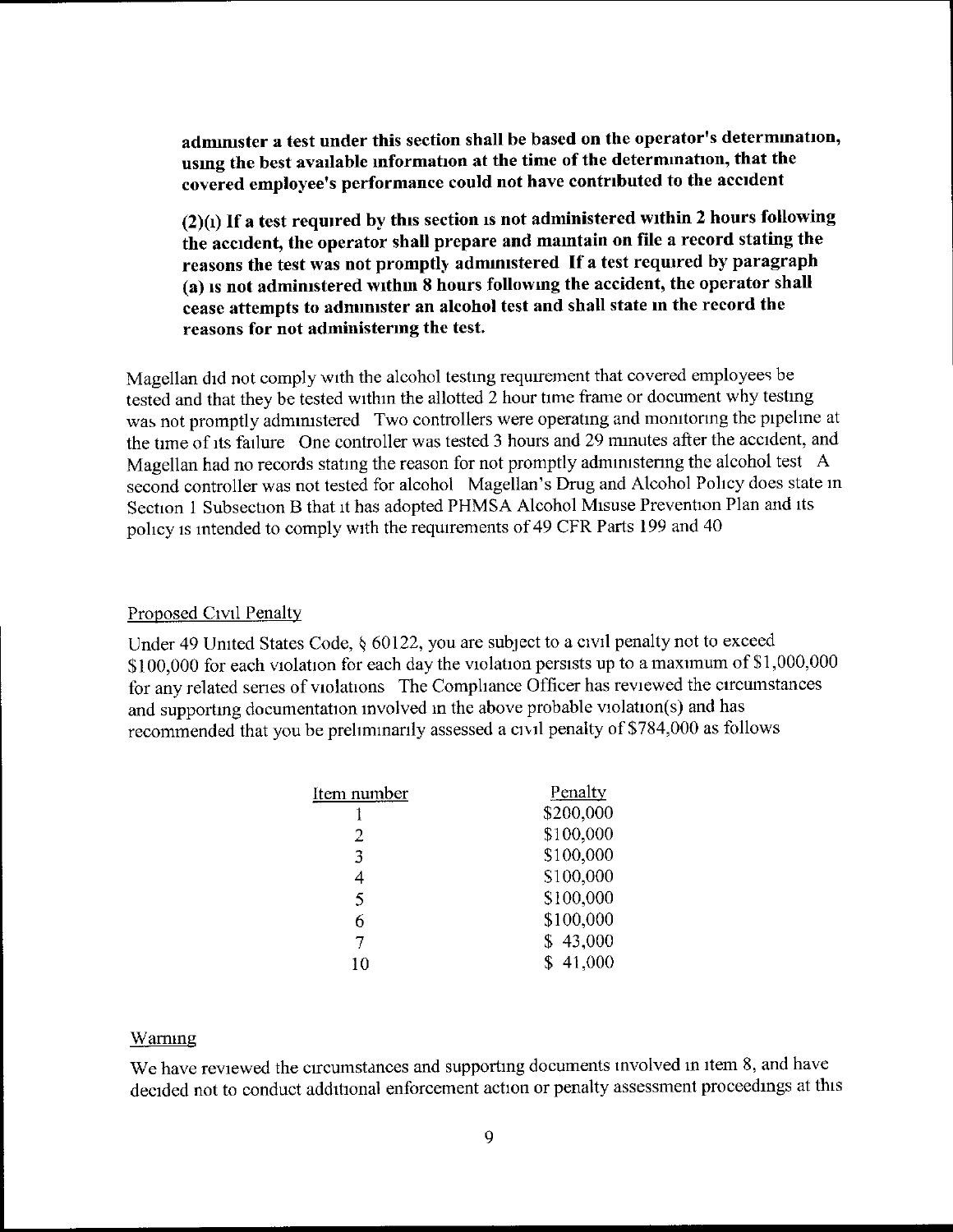**administer a test under this section shall be based on the operator's determination, using the best available information at the time of the determination, that the covered employee's performance could not have contributed to the accident**

**(2)(i) If a test required by this section is not administered within 2 hours following the accident, the operator shall prepare and maintain on file a record stating the reasons the test was not promptly administered If a test required by paragraph (a) is not administered within 8 hours following the accident, the operator shall cease attempts to administer an alcohol test and shall state in the record the reasons for not administering the test.**

Magellan did not comply with the alcohol testing requirement that covered employees be tested and that they be tested within the allotted 2 hour time frame or document why testing was not promptly administered Two controllers were operating and monitoring the pipeline at the time of its failure One controller was tested 3 hours and 29 minutes after the accident, and Magellan had no records stating the reason for not promptly administering the alcohol test A second controller was not tested for alcohol Magellan's Drug and Alcohol Policy does state in Section 1 Subsection B that it has adopted PHMSA Alcohol Misuse Prevention Plan and its policy is intended to comply with the requirements of 49 CFR Parts 199 and 40

## Proposed Civil Penalty

Under 49 United States Code, § 60122, you are subject to a civil penalty not to exceed $100,000 for each violation for each day the violation persists up to a maximum of $1,000,000 for any related series of violations The Compliance Officer has reviewed the circumstances and supporting documentation involved in the above probable violation(s) and has recommended that you be preliminarily assessed a civil penalty of $784,000 as follows

| Item number | Penalty |
|---|---|
| 1 | $200,000 |
| 2 | $100,000 |
| 3 | $100,000 |
| 4 | $100,000 |
| 5 | $100,000 |
| 6 | $100,000 |
| 7 | $ 43,000 |
| 10 | $ 41,000 |

## Warning

We have reviewed the circumstances and supporting documents involved in item 8, and have decided not to conduct additional enforcement action or penalty assessment proceedings at this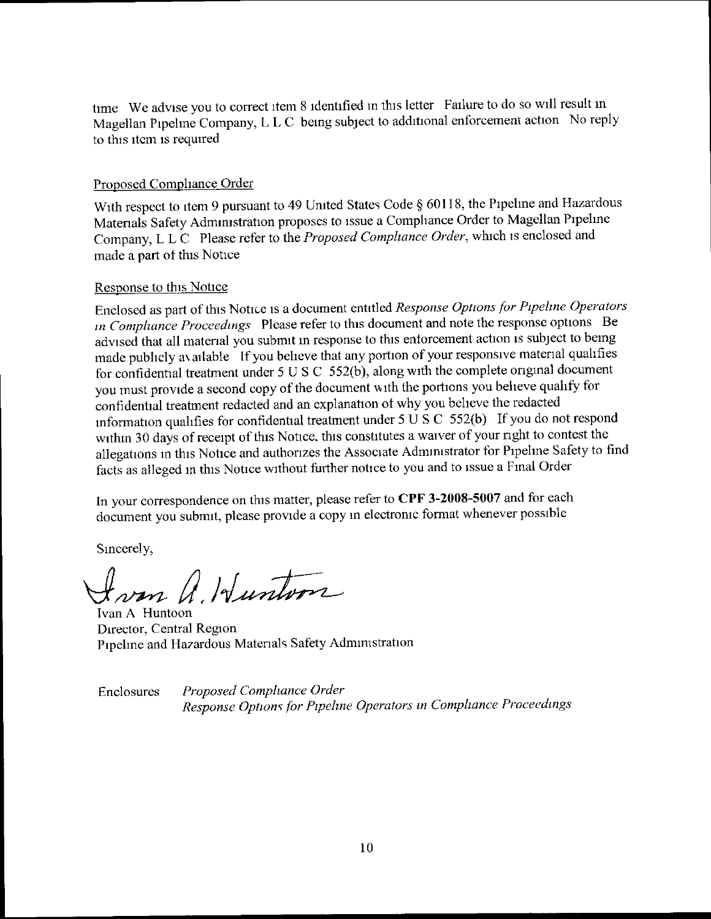time We advise you to correct item 8 identified in this letter Failure to do so will result in Magellan Pipeline Company, L L C being subject to additional enforcement action No reply to this item is required

Proposed Compliance Order

With respect to item 9 pursuant to 49 United States Code § 60118, the Pipeline and Hazardous Materials Safety Administration proposes to issue a Compliance Order to Magellan Pipeline Company, L L C Please refer to the *Proposed Compliance Order*, which is enclosed and made a part of this Notice

Response to this Notice

Enclosed as part of this Notice is a document entitled *Response Options for Pipeline Operators in Compliance Proceedings* Please refer to this document and note the response options Be advised that all material you submit in response to this enforcement action is subject to being made publicly available If you believe that any portion of your responsive material qualifies for confidential treatment under 5 U S C 552(b), along with the complete original document you must provide a second copy of the document with the portions you believe qualify for confidential treatment redacted and an explanation of why you believe the redacted information qualifies for confidential treatment under 5 U S C 552(b) If you do not respond within 30 days of receipt of this Notice, this constitutes a waiver of your right to contest the allegations in this Notice and authorizes the Associate Administrator for Pipeline Safety to find facts as alleged in this Notice without further notice to you and to issue a Final Order

In your correspondence on this matter, please refer to **CPF 3-2008-5007** and for each document you submit, please provide a copy in electronic format whenever possible

Sincerely,

Ivan A Huntoon
Director, Central Region
Pipeline and Hazardous Materials Safety Administration

Enclosures *Proposed Compliance Order*
*Response Options for Pipeline Operators in Compliance Proceedings*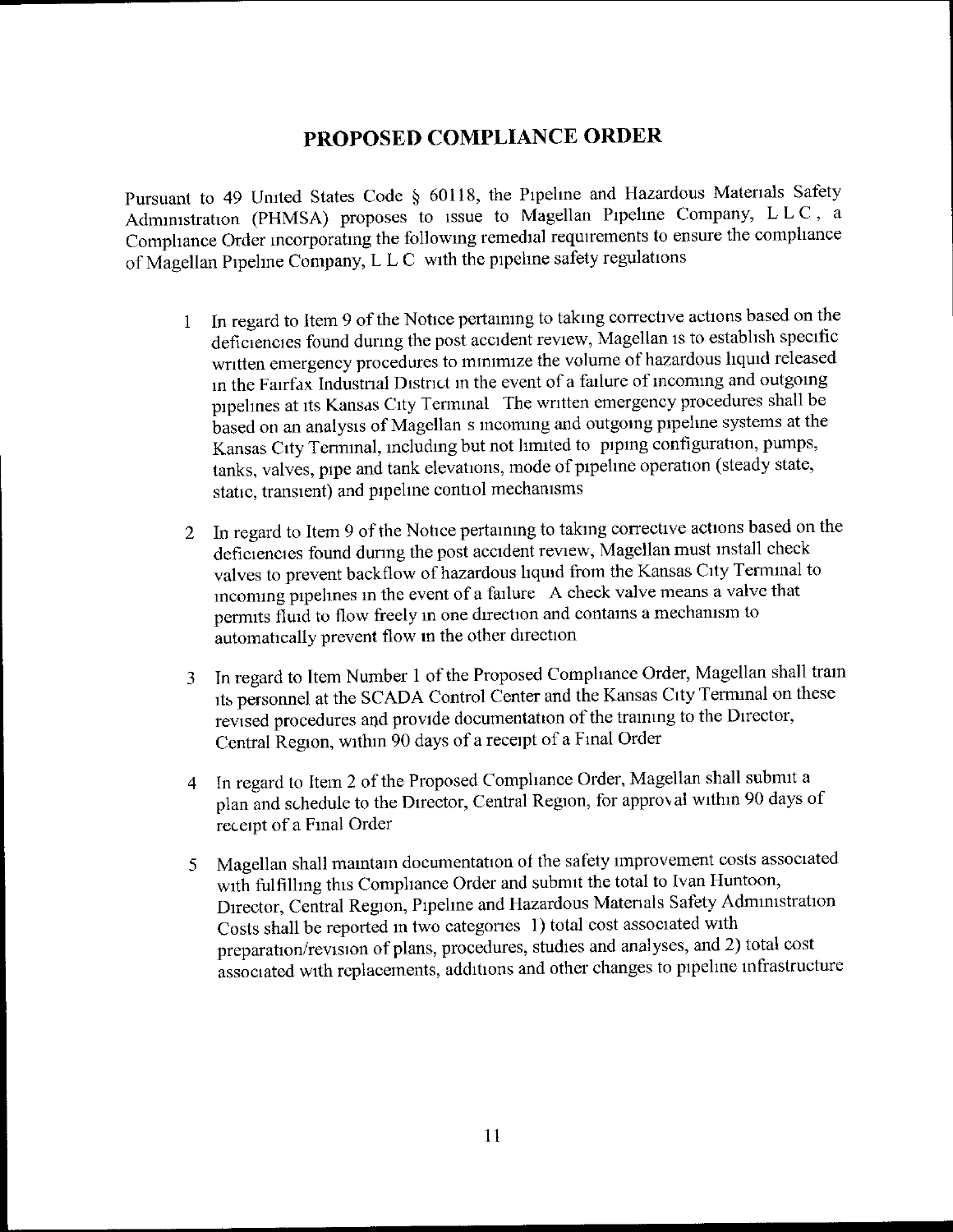# PROPOSED COMPLIANCE ORDER

Pursuant to 49 United States Code § 60118, the Pipeline and Hazardous Materials Safety Administration (PHMSA) proposes to issue to Magellan Pipeline Company, L L C , a Compliance Order incorporating the following remedial requirements to ensure the compliance of Magellan Pipeline Company, L L C with the pipeline safety regulations

1. In regard to Item 9 of the Notice pertaining to taking corrective actions based on the deficiencies found during the post accident review, Magellan is to establish specific written emergency procedures to minimize the volume of hazardous liquid released in the Fairfax Industrial District in the event of a failure of incoming and outgoing pipelines at its Kansas City Terminal The written emergency procedures shall be based on an analysis of Magellan s incoming and outgoing pipeline systems at the Kansas City Terminal, including but not limited to piping configuration, pumps, tanks, valves, pipe and tank elevations, mode of pipeline operation (steady state, static, transient) and pipeline control mechanisms

2. In regard to Item 9 of the Notice pertaining to taking corrective actions based on the deficiencies found during the post accident review, Magellan must install check valves to prevent backflow of hazardous liquid from the Kansas City Terminal to incoming pipelines in the event of a failure A check valve means a valve that permits fluid to flow freely in one direction and contains a mechanism to automatically prevent flow in the other direction

3. In regard to Item Number 1 of the Proposed Compliance Order, Magellan shall train its personnel at the SCADA Control Center and the Kansas City Terminal on these revised procedures and provide documentation of the training to the Director, Central Region, within 90 days of a receipt of a Final Order

4. In regard to Item 2 of the Proposed Compliance Order, Magellan shall submit a plan and schedule to the Director, Central Region, for approval within 90 days of receipt of a Final Order

5. Magellan shall maintain documentation of the safety improvement costs associated with fulfilling this Compliance Order and submit the total to Ivan Huntoon, Director, Central Region, Pipeline and Hazardous Materials Safety Administration Costs shall be reported in two categories 1) total cost associated with preparation/revision of plans, procedures, studies and analyses, and 2) total cost associated with replacements, additions and other changes to pipeline infrastructure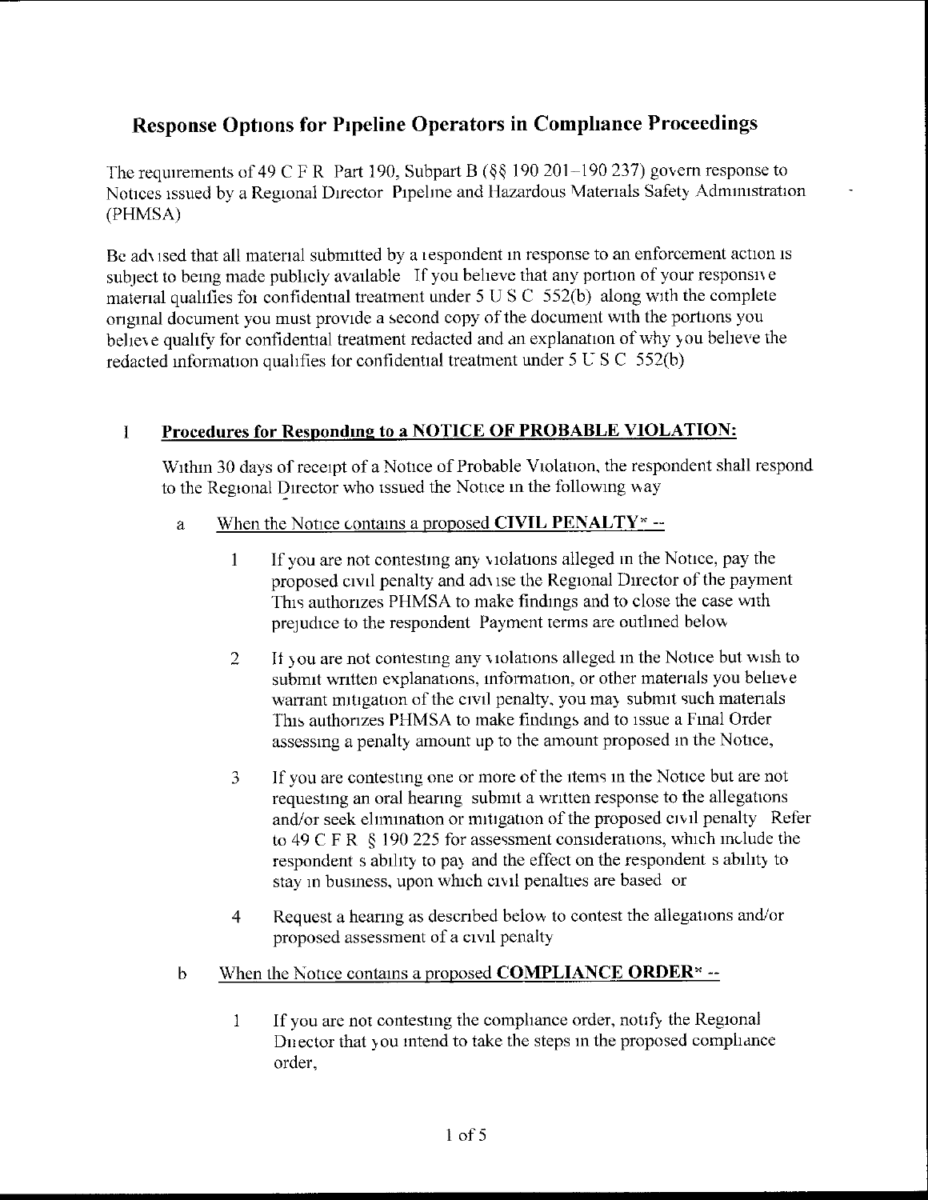# Response Options for Pipeline Operators in Compliance Proceedings

The requirements of 49 C F R Part 190, Subpart B (§§ 190 201–190 237) govern response to Notices issued by a Regional Director Pipeline and Hazardous Materials Safety Administration (PHMSA)

Be advised that all material submitted by a respondent in response to an enforcement action is subject to being made publicly available If you believe that any portion of your responsive material qualifies for confidential treatment under 5 U S C 552(b) along with the complete original document you must provide a second copy of the document with the portions you believe qualify for confidential treatment redacted and an explanation of why you believe the redacted information qualifies for confidential treatment under 5 U S C 552(b)

## I **Procedures for Responding to a NOTICE OF PROBABLE VIOLATION:**

Within 30 days of receipt of a Notice of Probable Violation, the respondent shall respond to the Regional Director who issued the Notice in the following way

a When the Notice contains a proposed **CIVIL PENALTY*** --

1 If you are not contesting any violations alleged in the Notice, pay the proposed civil penalty and advise the Regional Director of the payment This authorizes PHMSA to make findings and to close the case with prejudice to the respondent Payment terms are outlined below

2 If you are not contesting any violations alleged in the Notice but wish to submit written explanations, information, or other materials you believe warrant mitigation of the civil penalty, you may submit such materials This authorizes PHMSA to make findings and to issue a Final Order assessing a penalty amount up to the amount proposed in the Notice,

3 If you are contesting one or more of the items in the Notice but are not requesting an oral hearing submit a written response to the allegations and/or seek elimination or mitigation of the proposed civil penalty Refer to 49 C F R § 190 225 for assessment considerations, which include the respondent s ability to pay and the effect on the respondent s ability to stay in business, upon which civil penalties are based or

4 Request a hearing as described below to contest the allegations and/or proposed assessment of a civil penalty

b When the Notice contains a proposed **COMPLIANCE ORDER*** --

1 If you are not contesting the compliance order, notify the Regional Director that you intend to take the steps in the proposed compliance order,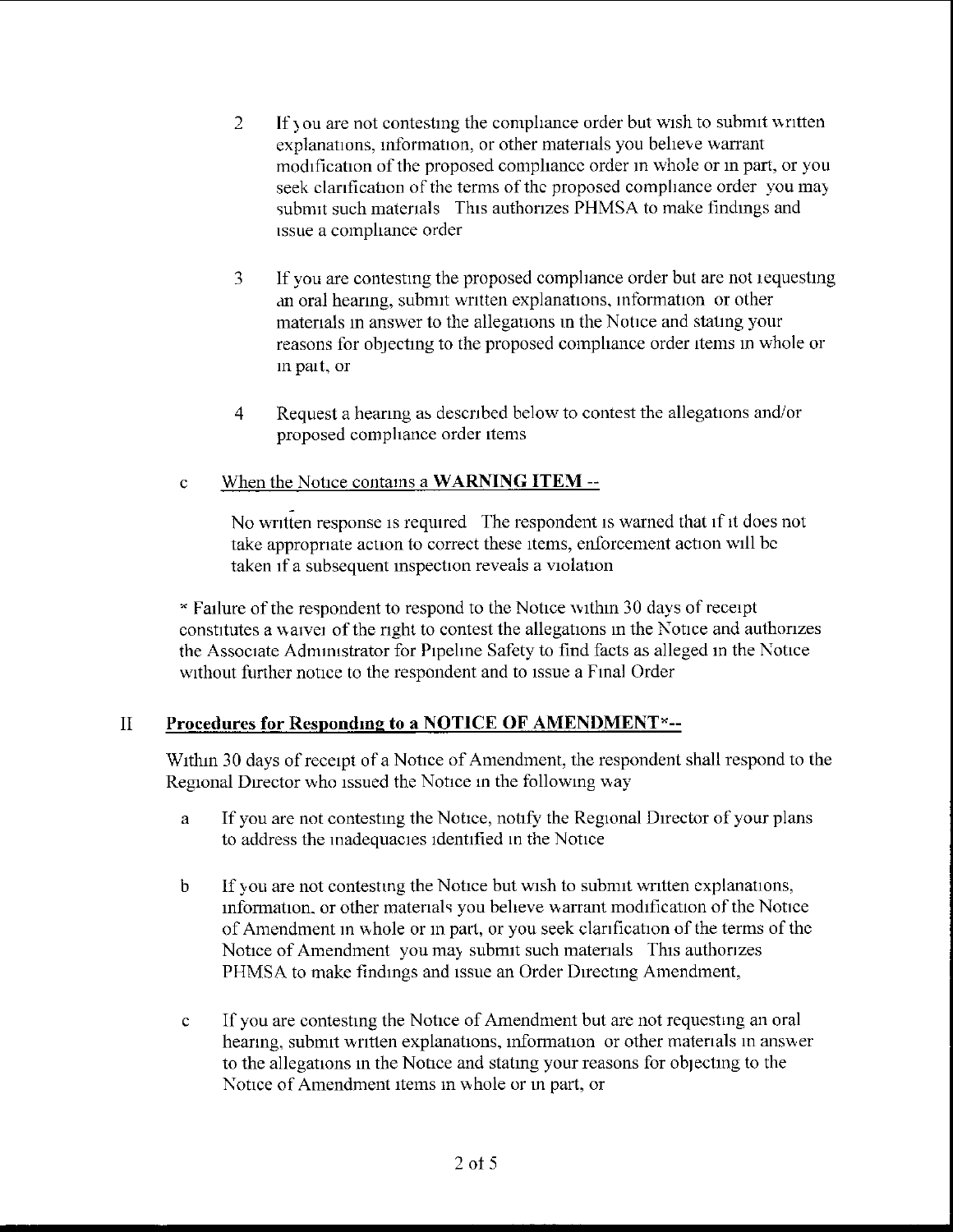2. If you are not contesting the compliance order but wish to submit written explanations, information, or other materials you believe warrant modification of the proposed compliance order in whole or in part, or you seek clarification of the terms of the proposed compliance order you may submit such materials This authorizes PHMSA to make findings and issue a compliance order

3. If you are contesting the proposed compliance order but are not requesting an oral hearing, submit written explanations, information or other materials in answer to the allegations in the Notice and stating your reasons for objecting to the proposed compliance order items in whole or in part, or

4. Request a hearing as described below to contest the allegations and/or proposed compliance order items

c. When the Notice contains a **WARNING ITEM** --

No written response is required The respondent is warned that if it does not take appropriate action to correct these items, enforcement action will be taken if a subsequent inspection reveals a violation

* Failure of the respondent to respond to the Notice within 30 days of receipt constitutes a waiver of the right to contest the allegations in the Notice and authorizes the Associate Administrator for Pipeline Safety to find facts as alleged in the Notice without further notice to the respondent and to issue a Final Order

## II Procedures for Responding to a NOTICE OF AMENDMENT*--

Within 30 days of receipt of a Notice of Amendment, the respondent shall respond to the Regional Director who issued the Notice in the following way

a. If you are not contesting the Notice, notify the Regional Director of your plans to address the inadequacies identified in the Notice

b. If you are not contesting the Notice but wish to submit written explanations, information, or other materials you believe warrant modification of the Notice of Amendment in whole or in part, or you seek clarification of the terms of the Notice of Amendment you may submit such materials This authorizes PHMSA to make findings and issue an Order Directing Amendment,

c. If you are contesting the Notice of Amendment but are not requesting an oral hearing, submit written explanations, information or other materials in answer to the allegations in the Notice and stating your reasons for objecting to the Notice of Amendment items in whole or in part, or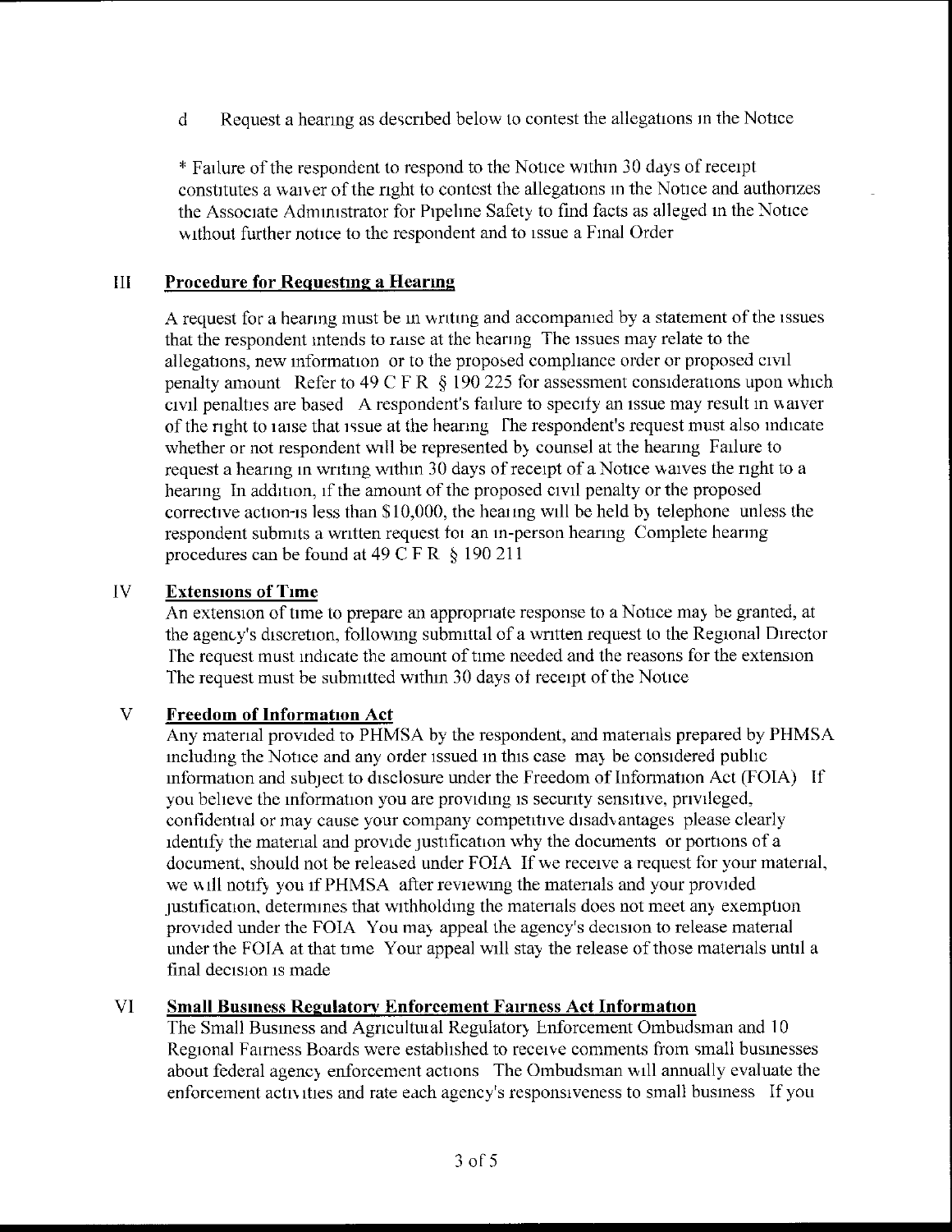d Request a hearing as described below to contest the allegations in the Notice

* Failure of the respondent to respond to the Notice within 30 days of receipt constitutes a waiver of the right to contest the allegations in the Notice and authorizes the Associate Administrator for Pipeline Safety to find facts as alleged in the Notice without further notice to the respondent and to issue a Final Order

## III Procedure for Requesting a Hearing

A request for a hearing must be in writing and accompanied by a statement of the issues that the respondent intends to raise at the hearing The issues may relate to the allegations, new information or to the proposed compliance order or proposed civil penalty amount Refer to 49 C F R § 190 225 for assessment considerations upon which civil penalties are based A respondent's failure to specify an issue may result in waiver of the right to raise that issue at the hearing The respondent's request must also indicate whether or not respondent will be represented by counsel at the hearing Failure to request a hearing in writing within 30 days of receipt of a Notice waives the right to a hearing In addition, if the amount of the proposed civil penalty or the proposed corrective action is less than $10,000, the hearing will be held by telephone unless the respondent submits a written request for an in-person hearing Complete hearing procedures can be found at 49 C F R § 190 211

## IV Extensions of Time

An extension of time to prepare an appropriate response to a Notice may be granted, at the agency's discretion, following submittal of a written request to the Regional Director The request must indicate the amount of time needed and the reasons for the extension The request must be submitted within 30 days of receipt of the Notice

## V Freedom of Information Act

Any material provided to PHMSA by the respondent, and materials prepared by PHMSA including the Notice and any order issued in this case may be considered public information and subject to disclosure under the Freedom of Information Act (FOIA) If you believe the information you are providing is security sensitive, privileged, confidential or may cause your company competitive disadvantages please clearly identify the material and provide justification why the documents or portions of a document, should not be released under FOIA If we receive a request for your material, we will notify you if PHMSA after reviewing the materials and your provided justification, determines that withholding the materials does not meet any exemption provided under the FOIA You may appeal the agency's decision to release material under the FOIA at that time Your appeal will stay the release of those materials until a final decision is made

## VI Small Business Regulatory Enforcement Fairness Act Information

The Small Business and Agricultural Regulatory Enforcement Ombudsman and 10 Regional Fairness Boards were established to receive comments from small businesses about federal agency enforcement actions The Ombudsman will annually evaluate the enforcement activities and rate each agency's responsiveness to small business If you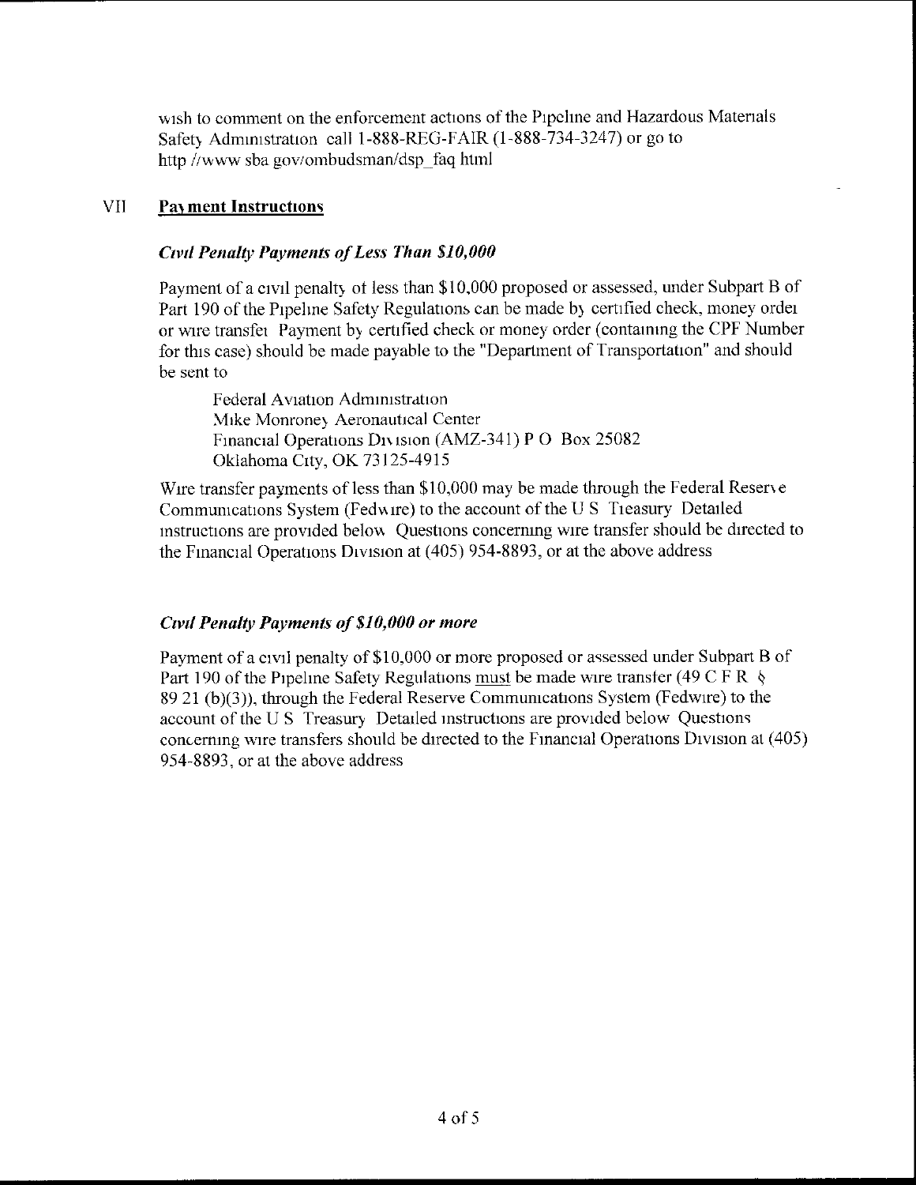wish to comment on the enforcement actions of the Pipeline and Hazardous Materials Safety Administration call 1-888-REG-FAIR (1-888-734-3247) or go to http //www sba gov/ombudsman/dsp_faq html

## VII **Payment Instructions**

### *Civil Penalty Payments of Less Than $10,000*

Payment of a civil penalty of less than $10,000 proposed or assessed, under Subpart B of Part 190 of the Pipeline Safety Regulations can be made by certified check, money order or wire transfer Payment by certified check or money order (containing the CPF Number for this case) should be made payable to the "Department of Transportation" and should be sent to

> Federal Aviation Administration
> Mike Monroney Aeronautical Center
> Financial Operations Division (AMZ-341) P O Box 25082
> Oklahoma City, OK 73125-4915

Wire transfer payments of less than $10,000 may be made through the Federal Reserve Communications System (Fedwire) to the account of the U S Treasury Detailed instructions are provided below Questions concerning wire transfer should be directed to the Financial Operations Division at (405) 954-8893, or at the above address

### *Civil Penalty Payments of $10,000 or more*

Payment of a civil penalty of $10,000 or more proposed or assessed under Subpart B of Part 190 of the Pipeline Safety Regulations must be made wire transfer (49 C F R § 89 21 (b)(3)), through the Federal Reserve Communications System (Fedwire) to the account of the U S Treasury Detailed instructions are provided below Questions concerning wire transfers should be directed to the Financial Operations Division at (405) 954-8893, or at the above address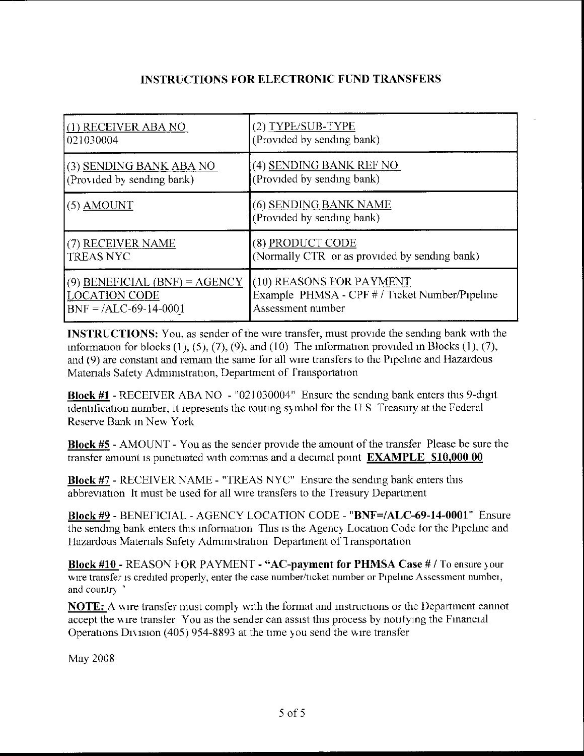## INSTRUCTIONS FOR ELECTRONIC FUND TRANSFERS

| | |
|---|---|
| (1) RECEIVER ABA NO<br>021030004 | (2) TYPE/SUB-TYPE<br>(Provided by sending bank) |
| (3) SENDING BANK ABA NO<br>(Provided by sending bank) | (4) SENDING BANK REF NO<br>(Provided by sending bank) |
| (5) AMOUNT | (6) SENDING BANK NAME<br>(Provided by sending bank) |
| (7) RECEIVER NAME<br>TREAS NYC | (8) PRODUCT CODE<br>(Normally CTR or as provided by sending bank) |
| (9) BENEFICIAL (BNF) = AGENCY LOCATION CODE<br>BNF = /ALC-69-14-0001 | (10) REASONS FOR PAYMENT<br>Example PHMSA - CPF # / Ticket Number/Pipeline Assessment number |

**INSTRUCTIONS:** You, as sender of the wire transfer, must provide the sending bank with the information for blocks (1), (5), (7), (9), and (10) The information provided in Blocks (1), (7), and (9) are constant and remain the same for all wire transfers to the Pipeline and Hazardous Materials Safety Administration, Department of Transportation

**Block #1** - RECEIVER ABA NO - "021030004" Ensure the sending bank enters this 9-digit identification number, it represents the routing symbol for the U S Treasury at the Federal Reserve Bank in New York

**Block #5** - AMOUNT - You as the sender provide the amount of the transfer Please be sure the transfer amount is punctuated with commas and a decimal point **EXAMPLE $10,000 00**

**Block #7** - RECEIVER NAME - "TREAS NYC" Ensure the sending bank enters this abbreviation It must be used for all wire transfers to the Treasury Department

**Block #9** - BENEFICIAL - AGENCY LOCATION CODE - "**BNF=/ALC-69-14-0001**" Ensure the sending bank enters this information This is the Agency Location Code for the Pipeline and Hazardous Materials Safety Administration Department of Transportation

**Block #10** - REASON FOR PAYMENT - **"AC-payment for PHMSA Case # /** To ensure your wire transfer is credited properly, enter the case number/ticket number or Pipeline Assessment number, and country "

**NOTE:** A wire transfer must comply with the format and instructions or the Department cannot accept the wire transfer You as the sender can assist this process by notifying the Financial Operations Division (405) 954-8893 at the time you send the wire transfer

May 2008